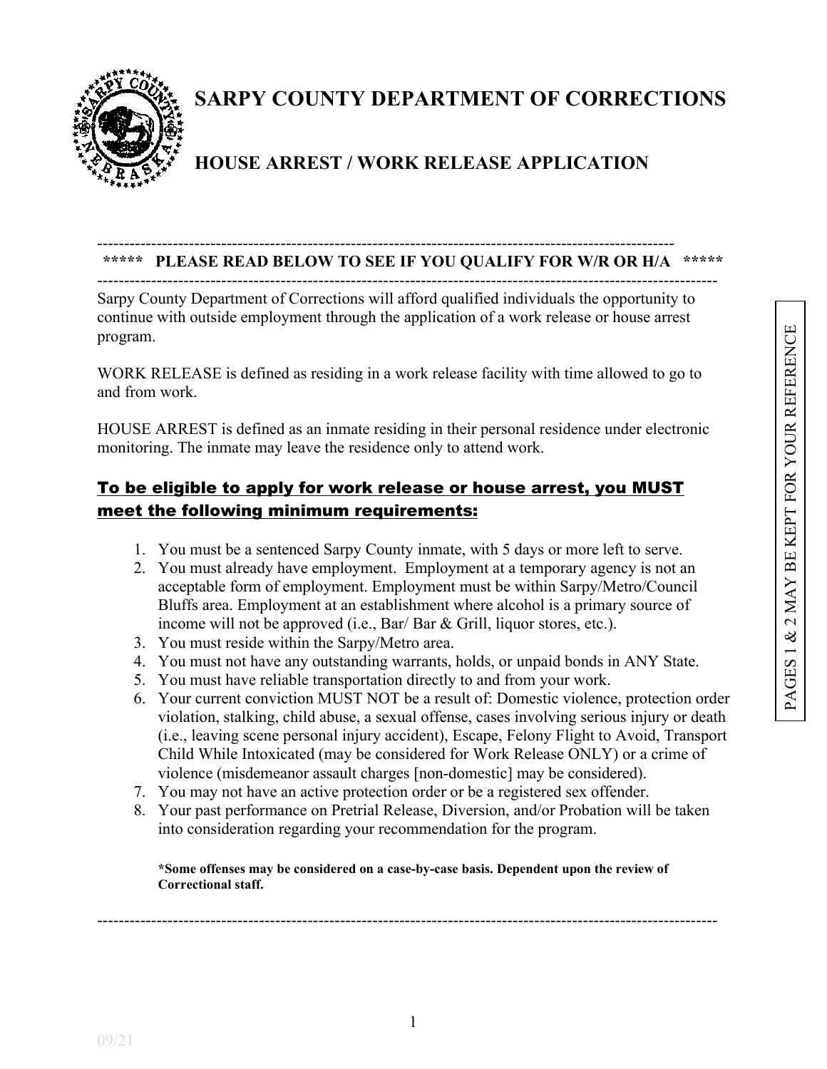# SARPY COUNTY DEPARTMENT OF CORRECTIONS

## HOUSE ARREST / WORK RELEASE APPLICATION

PAGES 1 & 2 MAY BE KEPT FOR YOUR REFERENCE

---

**\*\*\*\*\* PLEASE READ BELOW TO SEE IF YOU QUALIFY FOR W/R OR H/A \*\*\*\*\***

---

Sarpy County Department of Corrections will afford qualified individuals the opportunity to continue with outside employment through the application of a work release or house arrest program.

WORK RELEASE is defined as residing in a work release facility with time allowed to go to and from work.

HOUSE ARREST is defined as an inmate residing in their personal residence under electronic monitoring. The inmate may leave the residence only to attend work.

### To be eligible to apply for work release or house arrest, you MUST meet the following minimum requirements:

1. You must be a sentenced Sarpy County inmate, with 5 days or more left to serve.
2. You must already have employment. Employment at a temporary agency is not an acceptable form of employment. Employment must be within Sarpy/Metro/Council Bluffs area. Employment at an establishment where alcohol is a primary source of income will not be approved (i.e., Bar/ Bar & Grill, liquor stores, etc.).
3. You must reside within the Sarpy/Metro area.
4. You must not have any outstanding warrants, holds, or unpaid bonds in ANY State.
5. You must have reliable transportation directly to and from your work.
6. Your current conviction MUST NOT be a result of: Domestic violence, protection order violation, stalking, child abuse, a sexual offense, cases involving serious injury or death (i.e., leaving scene personal injury accident), Escape, Felony Flight to Avoid, Transport Child While Intoxicated (may be considered for Work Release ONLY) or a crime of violence (misdemeanor assault charges [non-domestic] may be considered).
7. You may not have an active protection order or be a registered sex offender.
8. Your past performance on Pretrial Release, Diversion, and/or Probation will be taken into consideration regarding your recommendation for the program.

**\*Some offenses may be considered on a case-by-case basis. Dependent upon the review of Correctional staff.**

---

09/21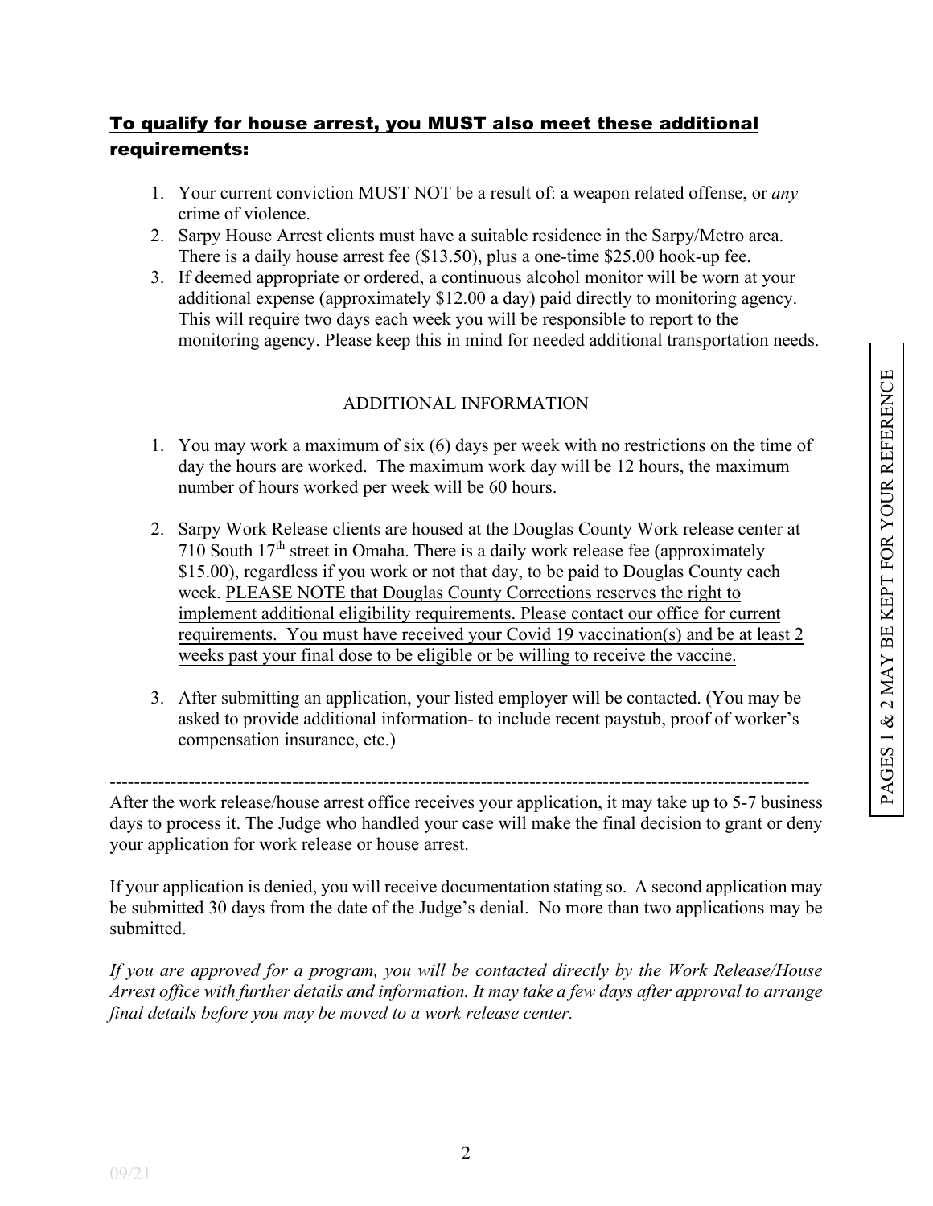## **To qualify for house arrest, you MUST also meet these additional requirements:**

1. Your current conviction MUST NOT be a result of: a weapon related offense, or *any* crime of violence.
2. Sarpy House Arrest clients must have a suitable residence in the Sarpy/Metro area. There is a daily house arrest fee ($13.50), plus a one-time $25.00 hook-up fee.
3. If deemed appropriate or ordered, a continuous alcohol monitor will be worn at your additional expense (approximately $12.00 a day) paid directly to monitoring agency. This will require two days each week you will be responsible to report to the monitoring agency. Please keep this in mind for needed additional transportation needs.

### ADDITIONAL INFORMATION

1. You may work a maximum of six (6) days per week with no restrictions on the time of day the hours are worked. The maximum work day will be 12 hours, the maximum number of hours worked per week will be 60 hours.

2. Sarpy Work Release clients are housed at the Douglas County Work release center at 710 South 17th street in Omaha. There is a daily work release fee (approximately $15.00), regardless if you work or not that day, to be paid to Douglas County each week. PLEASE NOTE that Douglas County Corrections reserves the right to implement additional eligibility requirements. Please contact our office for current requirements. You must have received your Covid 19 vaccination(s) and be at least 2 weeks past your final dose to be eligible or be willing to receive the vaccine.

3. After submitting an application, your listed employer will be contacted. (You may be asked to provide additional information- to include recent paystub, proof of worker's compensation insurance, etc.)

---

After the work release/house arrest office receives your application, it may take up to 5-7 business days to process it. The Judge who handled your case will make the final decision to grant or deny your application for work release or house arrest.

If your application is denied, you will receive documentation stating so. A second application may be submitted 30 days from the date of the Judge's denial. No more than two applications may be submitted.

*If you are approved for a program, you will be contacted directly by the Work Release/House Arrest office with further details and information. It may take a few days after approval to arrange final details before you may be moved to a work release center.*

PAGES 1 & 2 MAY BE KEPT FOR YOUR REFERENCE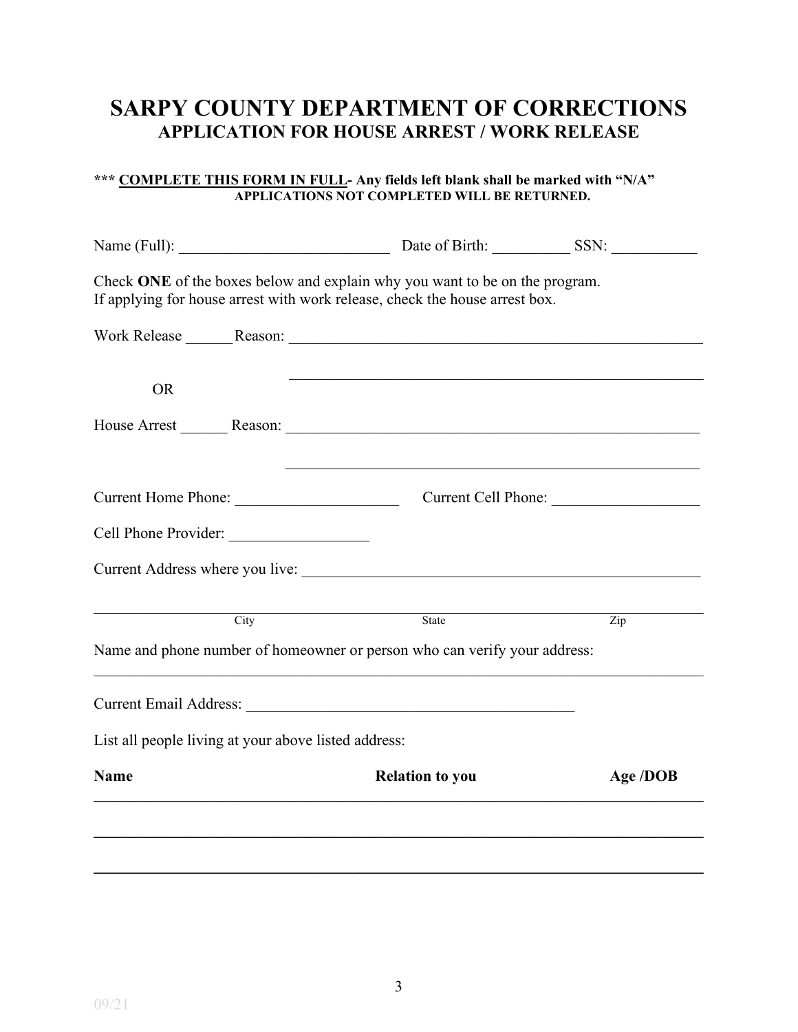# SARPY COUNTY DEPARTMENT OF CORRECTIONS

## APPLICATION FOR HOUSE ARREST / WORK RELEASE

**\*\*\* COMPLETE THIS FORM IN FULL- Any fields left blank shall be marked with "N/A"**
**APPLICATIONS NOT COMPLETED WILL BE RETURNED.**

Name (Full): ___________________________ Date of Birth: __________ SSN: ___________

Check **ONE** of the boxes below and explain why you want to be on the program.
If applying for house arrest with work release, check the house arrest box.

Work Release ______ Reason: _______________________________________________________

_______________________________________________________

OR

House Arrest ______ Reason: _______________________________________________________

_______________________________________________________

Current Home Phone: _____________________ Current Cell Phone: ___________________

Cell Phone Provider: __________________

Current Address where you live: ____________________________________________________

_______________________________________________________________________________
City                                        State                                        Zip

Name and phone number of homeowner or person who can verify your address:

_______________________________________________________________________________

Current Email Address: ___________________________________________

List all people living at your above listed address:

| Name | Relation to you | Age /DOB |
|---|---|---|
| | | |
| | | |
| | | |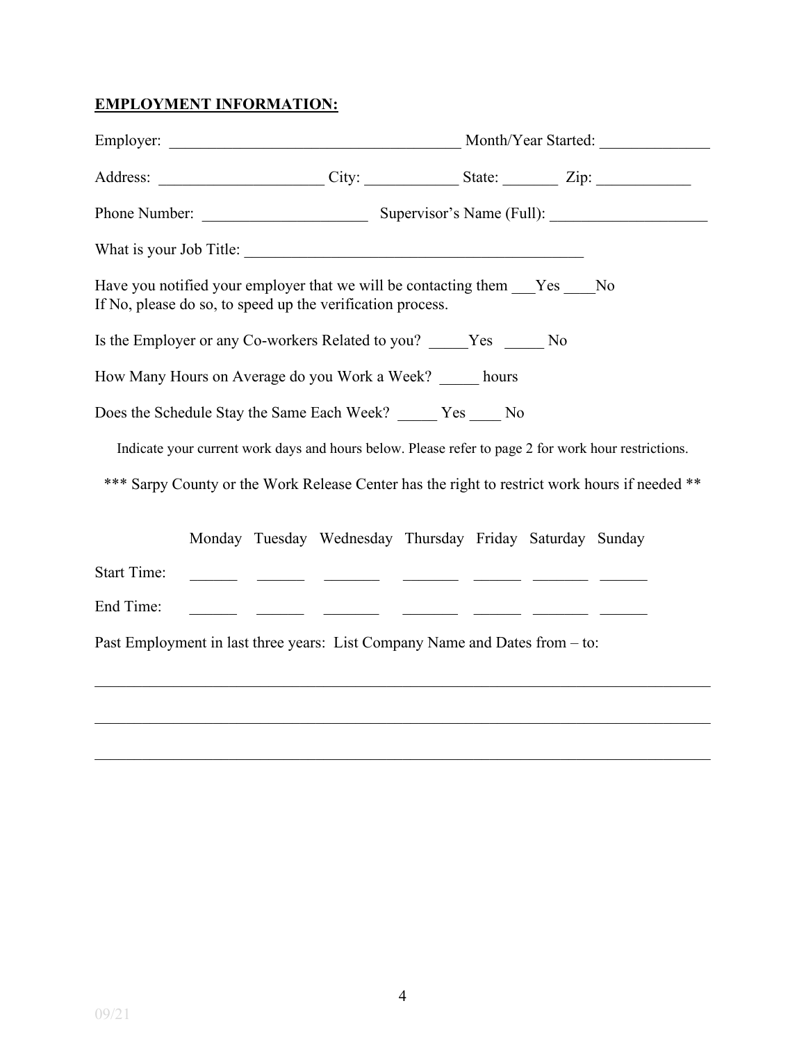**EMPLOYMENT INFORMATION:**

Employer: ____________________________________ Month/Year Started: ______________

Address: ____________________ City: ____________ State: _______ Zip: ____________

Phone Number: ____________________ Supervisor's Name (Full): ____________________

What is your Job Title: ____________________________________________

Have you notified your employer that we will be contacting them ___Yes ____No
If No, please do so, to speed up the verification process.

Is the Employer or any Co-workers Related to you? _____Yes _____ No

How Many Hours on Average do you Work a Week? _____ hours

Does the Schedule Stay the Same Each Week? _____ Yes ____ No

Indicate your current work days and hours below. Please refer to page 2 for work hour restrictions.

*** Sarpy County or the Work Release Center has the right to restrict work hours if needed **

| | Monday | Tuesday | Wednesday | Thursday | Friday | Saturday | Sunday |
|---|---|---|---|---|---|---|---|
| Start Time: | ______ | ______ | _______ | _______ | ______ | _______ | ______ |
| End Time: | ______ | ______ | _______ | _______ | ______ | _______ | ______ |

Past Employment in last three years: List Company Name and Dates from – to:

_______________________________________________________________________________

_______________________________________________________________________________

_______________________________________________________________________________

09/21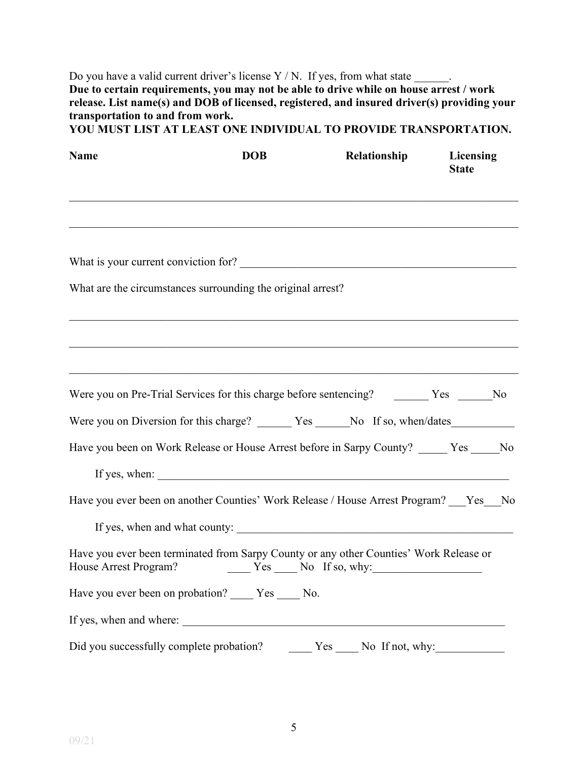Do you have a valid current driver's license Y / N. If yes, from what state ______.

**Due to certain requirements, you may not be able to drive while on house arrest / work release. List name(s) and DOB of licensed, registered, and insured driver(s) providing your transportation to and from work.**

**YOU MUST LIST AT LEAST ONE INDIVIDUAL TO PROVIDE TRANSPORTATION.**

| Name | DOB | Relationship | Licensing State |
|---|---|---|---|
| | | | |
| | | | |

What is your current conviction for? ______________________________________________

What are the circumstances surrounding the original arrest?

_____________________________________________________________________________

_____________________________________________________________________________

_____________________________________________________________________________

Were you on Pre-Trial Services for this charge before sentencing? ______ Yes ______No

Were you on Diversion for this charge? ______ Yes ______No If so, when/dates___________

Have you been on Work Release or House Arrest before in Sarpy County? _____ Yes _____No

If yes, when: ___________________________________________________________

Have you ever been on another Counties' Work Release / House Arrest Program? ___Yes___No

If yes, when and what county: ______________________________________________

Have you ever been terminated from Sarpy County or any other Counties' Work Release or House Arrest Program? ____ Yes ____ No If so, why:__________________

Have you ever been on probation? ____ Yes ____ No.

If yes, when and where: ____________________________________________________

Did you successfully complete probation? ____ Yes ____ No If not, why:____________

09/21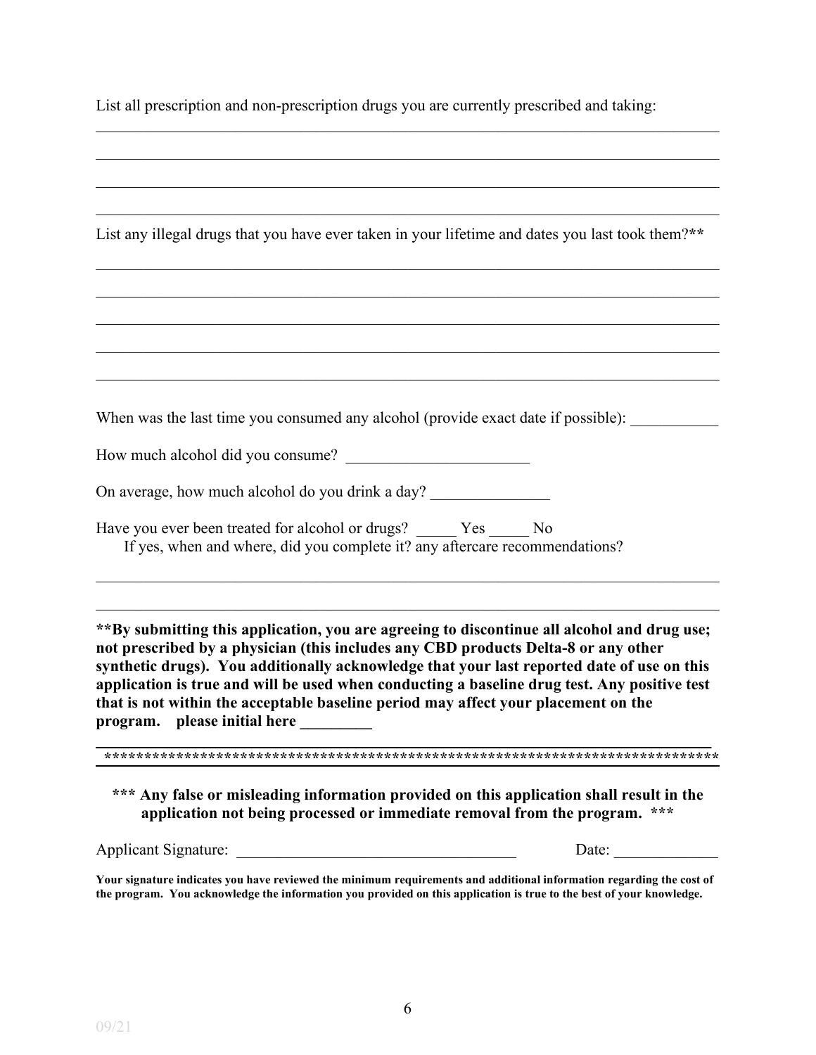List all prescription and non-prescription drugs you are currently prescribed and taking:

______________________________________________________________________________

______________________________________________________________________________

______________________________________________________________________________

______________________________________________________________________________

List any illegal drugs that you have ever taken in your lifetime and dates you last took them?**

______________________________________________________________________________

______________________________________________________________________________

______________________________________________________________________________

______________________________________________________________________________

______________________________________________________________________________

When was the last time you consumed any alcohol (provide exact date if possible): ___________

How much alcohol did you consume? _______________________

On average, how much alcohol do you drink a day? _______________

Have you ever been treated for alcohol or drugs? _____ Yes _____ No

If yes, when and where, did you complete it? any aftercare recommendations?

______________________________________________________________________________

______________________________________________________________________________

**\*\*By submitting this application, you are agreeing to discontinue all alcohol and drug use; not prescribed by a physician (this includes any CBD products Delta-8 or any other synthetic drugs). You additionally acknowledge that your last reported date of use on this application is true and will be used when conducting a baseline drug test. Any positive test that is not within the acceptable baseline period may affect your placement on the program. please initial here _________**

******************************************************************************

**\*\*\* Any false or misleading information provided on this application shall result in the application not being processed or immediate removal from the program. \*\*\***

Applicant Signature: ___________________________________ Date: _____________

**Your signature indicates you have reviewed the minimum requirements and additional information regarding the cost of the program. You acknowledge the information you provided on this application is true to the best of your knowledge.**

09/21